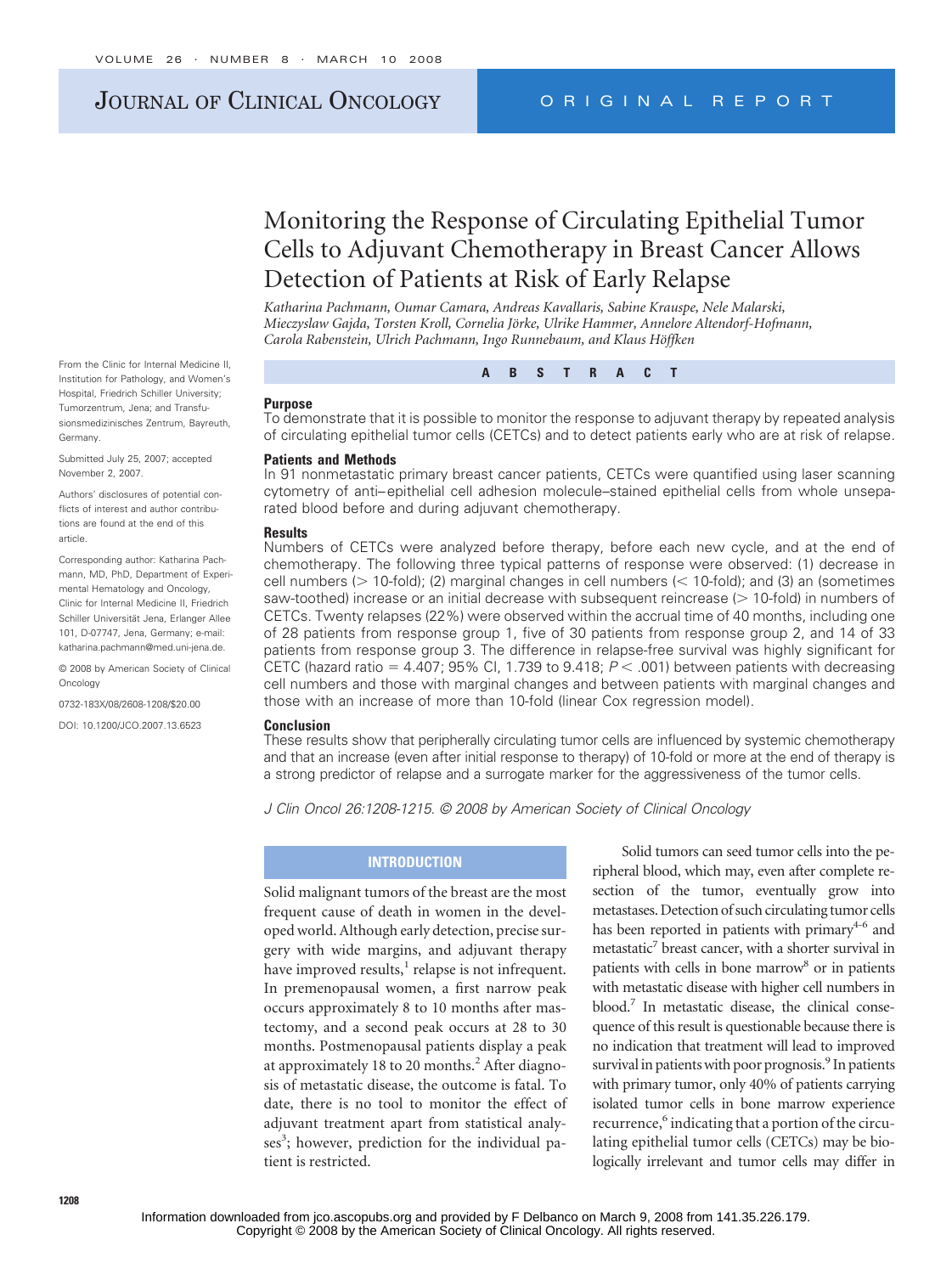# Monitoring the Response of Circulating Epithelial Tumor Cells to Adjuvant Chemotherapy in Breast Cancer Allows Detection of Patients at Risk of Early Relapse

*Katharina Pachmann, Oumar Camara, Andreas Kavallaris, Sabine Krauspe, Nele Malarski, Mieczyslaw Gajda, Torsten Kroll, Cornelia Jörke, Ulrike Hammer, Annelore Altendorf-Hofmann, Carola Rabenstein, Ulrich Pachmann, Ingo Runnebaum, and Klaus Höffken*

From the Clinic for Internal Medicine II, Institution for Pathology, and Women's Hospital, Friedrich Schiller University; Tumorzentrum, Jena; and Transfusionsmedizinisches Zentrum, Bayreuth, Germany.

Submitted July 25, 2007; accepted November 2, 2007.

Authors' disclosures of potential conflicts of interest and author contributions are found at the end of this article.

Corresponding author: Katharina Pachmann, MD, PhD, Department of Experimental Hematology and Oncology, Clinic for Internal Medicine II, Friedrich Schiller Universität Jena, Erlanger Allee 101, D-07747, Jena, Germany; e-mail: katharina.pachmann@med.uni-jena.de.

© 2008 by American Society of Clinical Oncology

0732-183X/08/2608-1208/$20.00

DOI: 10.1200/JCO.2007.13.6523

## ABSTRACT

### Purpose

To demonstrate that it is possible to monitor the response to adjuvant therapy by repeated analysis of circulating epithelial tumor cells (CETCs) and to detect patients early who are at risk of relapse.

### Patients and Methods

In 91 nonmetastatic primary breast cancer patients, CETCs were quantified using laser scanning cytometry of anti–epithelial cell adhesion molecule–stained epithelial cells from whole unseparated blood before and during adjuvant chemotherapy.

### Results

Numbers of CETCs were analyzed before therapy, before each new cycle, and at the end of chemotherapy. The following three typical patterns of response were observed: (1) decrease in cell numbers (> 10-fold); (2) marginal changes in cell numbers (< 10-fold); and (3) an (sometimes saw-toothed) increase or an initial decrease with subsequent reincrease (> 10-fold) in numbers of CETCs. Twenty relapses (22%) were observed within the accrual time of 40 months, including one of 28 patients from response group 1, five of 30 patients from response group 2, and 14 of 33 patients from response group 3. The difference in relapse-free survival was highly significant for CETC (hazard ratio = 4.407; 95% CI, 1.739 to 9.418; $P < .001$) between patients with decreasing cell numbers and those with marginal changes and between patients with marginal changes and those with an increase of more than 10-fold (linear Cox regression model).

### Conclusion

These results show that peripherally circulating tumor cells are influenced by systemic chemotherapy and that an increase (even after initial response to therapy) of 10-fold or more at the end of therapy is a strong predictor of relapse and a surrogate marker for the aggressiveness of the tumor cells.

*J Clin Oncol 26:1208-1215. © 2008 by American Society of Clinical Oncology*

## INTRODUCTION

Solid malignant tumors of the breast are the most frequent cause of death in women in the developed world. Although early detection, precise surgery with wide margins, and adjuvant therapy have improved results,[1] relapse is not infrequent. In premenopausal women, a first narrow peak occurs approximately 8 to 10 months after mastectomy, and a second peak occurs at 28 to 30 months. Postmenopausal patients display a peak at approximately 18 to 20 months.[2] After diagnosis of metastatic disease, the outcome is fatal. To date, there is no tool to monitor the effect of adjuvant treatment apart from statistical analyses[3]; however, prediction for the individual patient is restricted.

Solid tumors can seed tumor cells into the peripheral blood, which may, even after complete resection of the tumor, eventually grow into metastases. Detection of such circulating tumor cells has been reported in patients with primary[4-6] and metastatic[7] breast cancer, with a shorter survival in patients with cells in bone marrow[8] or in patients with metastatic disease with higher cell numbers in blood.[7] In metastatic disease, the clinical consequence of this result is questionable because there is no indication that treatment will lead to improved survival in patients with poor prognosis.[9] In patients with primary tumor, only 40% of patients carrying isolated tumor cells in bone marrow experience recurrence,[6] indicating that a portion of the circulating epithelial tumor cells (CETCs) may be biologically irrelevant and tumor cells may differ in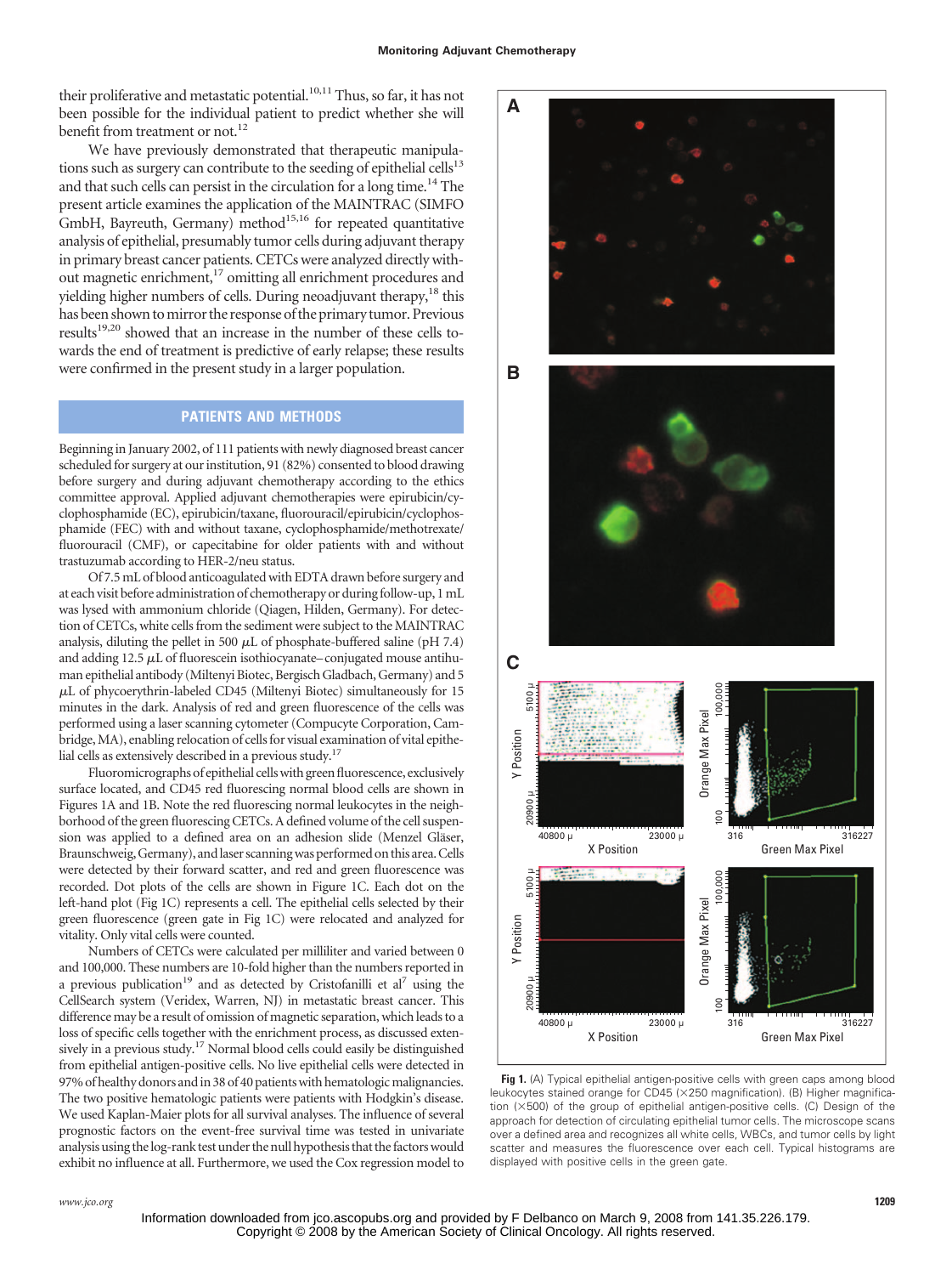their proliferative and metastatic potential.[10,11] Thus, so far, it has not been possible for the individual patient to predict whether she will benefit from treatment or not.[12]

We have previously demonstrated that therapeutic manipulations such as surgery can contribute to the seeding of epithelial cells[13] and that such cells can persist in the circulation for a long time.[14] The present article examines the application of the MAINTRAC (SIMFO GmbH, Bayreuth, Germany) method[15,16] for repeated quantitative analysis of epithelial, presumably tumor cells during adjuvant therapy in primary breast cancer patients. CETCs were analyzed directly without magnetic enrichment,[17] omitting all enrichment procedures and yielding higher numbers of cells. During neoadjuvant therapy,[18] this has been shown to mirror the response of the primary tumor. Previous results[19,20] showed that an increase in the number of these cells towards the end of treatment is predictive of early relapse; these results were confirmed in the present study in a larger population.

## PATIENTS AND METHODS

Beginning in January 2002, of 111 patients with newly diagnosed breast cancer scheduled for surgery at our institution, 91 (82%) consented to blood drawing before surgery and during adjuvant chemotherapy according to the ethics committee approval. Applied adjuvant chemotherapies were epirubicin/cyclophosphamide (EC), epirubicin/taxane, fluorouracil/epirubicin/cyclophosphamide (FEC) with and without taxane, cyclophosphamide/methotrexate/fluorouracil (CMF), or capecitabine for older patients with and without trastuzumab according to HER-2/neu status.

Of 7.5 mL of blood anticoagulated with EDTA drawn before surgery and at each visit before administration of chemotherapy or during follow-up, 1 mL was lysed with ammonium chloride (Qiagen, Hilden, Germany). For detection of CETCs, white cells from the sediment were subject to the MAINTRAC analysis, diluting the pellet in 500 $\mu$L of phosphate-buffered saline (pH 7.4) and adding 12.5 $\mu$L of fluorescein isothiocyanate–conjugated mouse antihuman epithelial antibody (Miltenyi Biotec, Bergisch Gladbach, Germany) and 5 $\mu$L of phycoerythrin-labeled CD45 (Miltenyi Biotec) simultaneously for 15 minutes in the dark. Analysis of red and green fluorescence of the cells was performed using a laser scanning cytometer (Compucyte Corporation, Cambridge, MA), enabling relocation of cells for visual examination of vital epithelial cells as extensively described in a previous study.[17]

Fluoromicrographs of epithelial cells with green fluorescence, exclusively surface located, and CD45 red fluorescing normal blood cells are shown in Figures 1A and 1B. Note the red fluorescing normal leukocytes in the neighborhood of the green fluorescing CETCs. A defined volume of the cell suspension was applied to a defined area on an adhesion slide (Menzel Gläser, Braunschweig, Germany), and laser scanning was performed on this area. Cells were detected by their forward scatter, and red and green fluorescence was recorded. Dot plots of the cells are shown in Figure 1C. Each dot on the left-hand plot (Fig 1C) represents a cell. The epithelial cells selected by their green fluorescence (green gate in Fig 1C) were relocated and analyzed for vitality. Only vital cells were counted.

Numbers of CETCs were calculated per milliliter and varied between 0 and 100,000. These numbers are 10-fold higher than the numbers reported in a previous publication[19] and as detected by Cristofanilli et al[7] using the CellSearch system (Veridex, Warren, NJ) in metastatic breast cancer. This difference may be a result of omission of magnetic separation, which leads to a loss of specific cells together with the enrichment process, as discussed extensively in a previous study.[17] Normal blood cells could easily be distinguished from epithelial antigen-positive cells. No live epithelial cells were detected in 97% of healthy donors and in 38 of 40 patients with hematologic malignancies. The two positive hematologic patients were patients with Hodgkin's disease. We used Kaplan-Maier plots for all survival analyses. The influence of several prognostic factors on the event-free survival time was tested in univariate analysis using the log-rank test under the null hypothesis that the factors would exhibit no influence at all. Furthermore, we used the Cox regression model to

**Fig 1.** (A) Typical epithelial antigen-positive cells with green caps among blood leukocytes stained orange for CD45 (×250 magnification). (B) Higher magnification (×500) of the group of epithelial antigen-positive cells. (C) Design of the approach for detection of circulating epithelial tumor cells. The microscope scans over a defined area and recognizes all white cells, WBCs, and tumor cells by light scatter and measures the fluorescence over each cell. Typical histograms are displayed with positive cells in the green gate.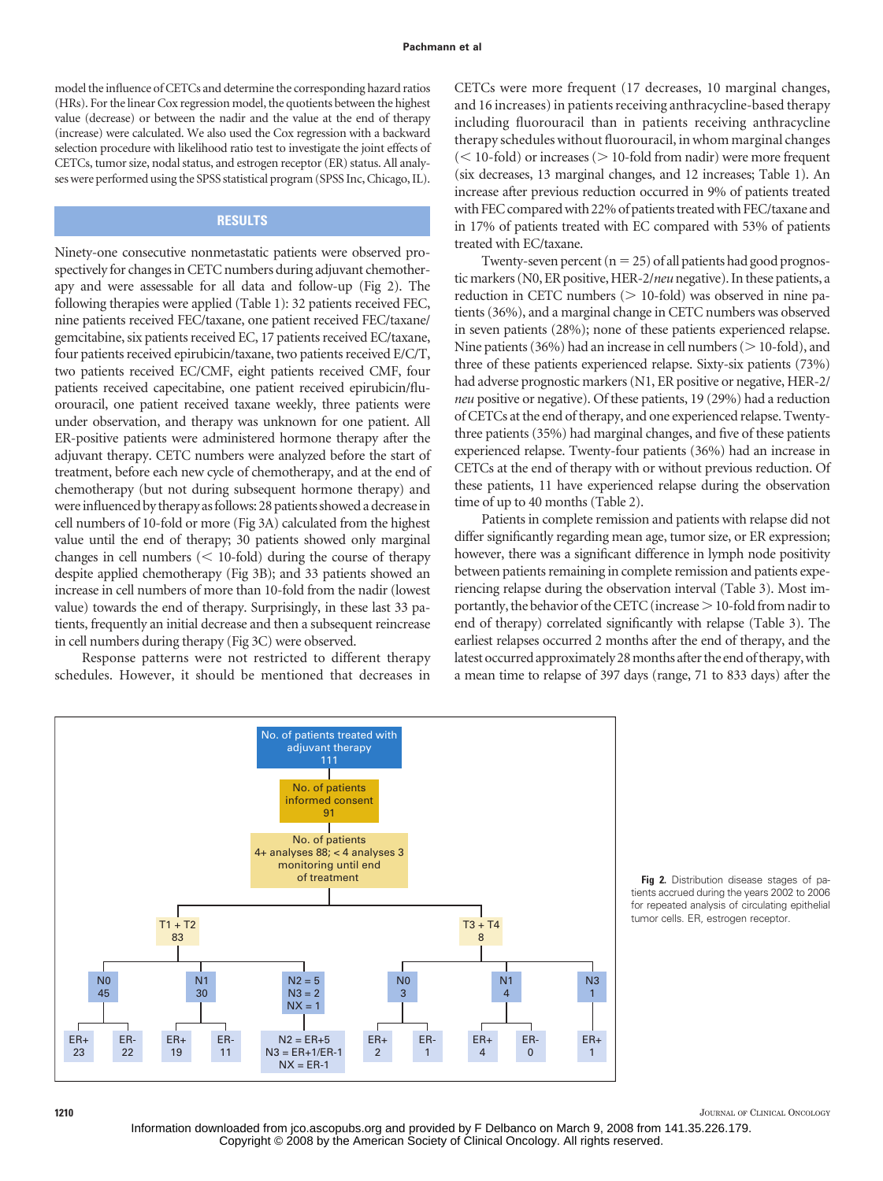model the influence of CETCs and determine the corresponding hazard ratios (HRs). For the linear Cox regression model, the quotients between the highest value (decrease) or between the nadir and the value at the end of therapy (increase) were calculated. We also used the Cox regression with a backward selection procedure with likelihood ratio test to investigate the joint effects of CETCs, tumor size, nodal status, and estrogen receptor (ER) status. All analyses were performed using the SPSS statistical program (SPSS Inc, Chicago, IL).

## RESULTS

Ninety-one consecutive nonmetastatic patients were observed prospectively for changes in CETC numbers during adjuvant chemotherapy and were assessable for all data and follow-up (Fig 2). The following therapies were applied (Table 1): 32 patients received FEC, nine patients received FEC/taxane, one patient received FEC/taxane/gemcitabine, six patients received EC, 17 patients received EC/taxane, four patients received epirubicin/taxane, two patients received E/C/T, two patients received EC/CMF, eight patients received CMF, four patients received capecitabine, one patient received epirubicin/fluorouracil, one patient received taxane weekly, three patients were under observation, and therapy was unknown for one patient. All ER-positive patients were administered hormone therapy after the adjuvant therapy. CETC numbers were analyzed before the start of treatment, before each new cycle of chemotherapy, and at the end of chemotherapy (but not during subsequent hormone therapy) and were influenced by therapy as follows: 28 patients showed a decrease in cell numbers of 10-fold or more (Fig 3A) calculated from the highest value until the end of therapy; 30 patients showed only marginal changes in cell numbers (< 10-fold) during the course of therapy despite applied chemotherapy (Fig 3B); and 33 patients showed an increase in cell numbers of more than 10-fold from the nadir (lowest value) towards the end of therapy. Surprisingly, in these last 33 patients, frequently an initial decrease and then a subsequent reincrease in cell numbers during therapy (Fig 3C) were observed.

Response patterns were not restricted to different therapy schedules. However, it should be mentioned that decreases in CETCs were more frequent (17 decreases, 10 marginal changes, and 16 increases) in patients receiving anthracycline-based therapy including fluorouracil than in patients receiving anthracycline therapy schedules without fluorouracil, in whom marginal changes (< 10-fold) or increases (> 10-fold from nadir) were more frequent (six decreases, 13 marginal changes, and 12 increases; Table 1). An increase after previous reduction occurred in 9% of patients treated with FEC compared with 22% of patients treated with FEC/taxane and in 17% of patients treated with EC compared with 53% of patients treated with EC/taxane.

Twenty-seven percent (n = 25) of all patients had good prognostic markers (N0, ER positive, HER-2/*neu* negative). In these patients, a reduction in CETC numbers (> 10-fold) was observed in nine patients (36%), and a marginal change in CETC numbers was observed in seven patients (28%); none of these patients experienced relapse. Nine patients (36%) had an increase in cell numbers (> 10-fold), and three of these patients experienced relapse. Sixty-six patients (73%) had adverse prognostic markers (N1, ER positive or negative, HER-2/*neu* positive or negative). Of these patients, 19 (29%) had a reduction of CETCs at the end of therapy, and one experienced relapse. Twenty-three patients (35%) had marginal changes, and five of these patients experienced relapse. Twenty-four patients (36%) had an increase in CETCs at the end of therapy with or without previous reduction. Of these patients, 11 have experienced relapse during the observation time of up to 40 months (Table 2).

Patients in complete remission and patients with relapse did not differ significantly regarding mean age, tumor size, or ER expression; however, there was a significant difference in lymph node positivity between patients remaining in complete remission and patients experiencing relapse during the observation interval (Table 3). Most importantly, the behavior of the CETC (increase > 10-fold from nadir to end of therapy) correlated significantly with relapse (Table 3). The earliest relapses occurred 2 months after the end of therapy, and the latest occurred approximately 28 months after the end of therapy, with a mean time to relapse of 397 days (range, 71 to 833 days) after the

No. of patients treated with adjuvant therapy: 111
No. of patients informed consent: 91
No. of patients 4+ analyses 88; < 4 analyses 3; monitoring until end of treatment

- T1 + T2: 83
  - N0: 45 (ER+ 23; ER- 22)
  - N1: 30 (ER+ 19; ER- 11)
  - N2 = 5, N3 = 2, NX = 1 (N2 = ER+5; N3 = ER+1/ER-1; NX = ER-1)
- T3 + T4: 8
  - N0: 3 (ER+ 2; ER- 1)
  - N1: 4 (ER+ 4; ER- 0)
  - N3: 1 (ER+ 1)

**Fig 2.** Distribution disease stages of patients accrued during the years 2002 to 2006 for repeated analysis of circulating epithelial tumor cells. ER, estrogen receptor.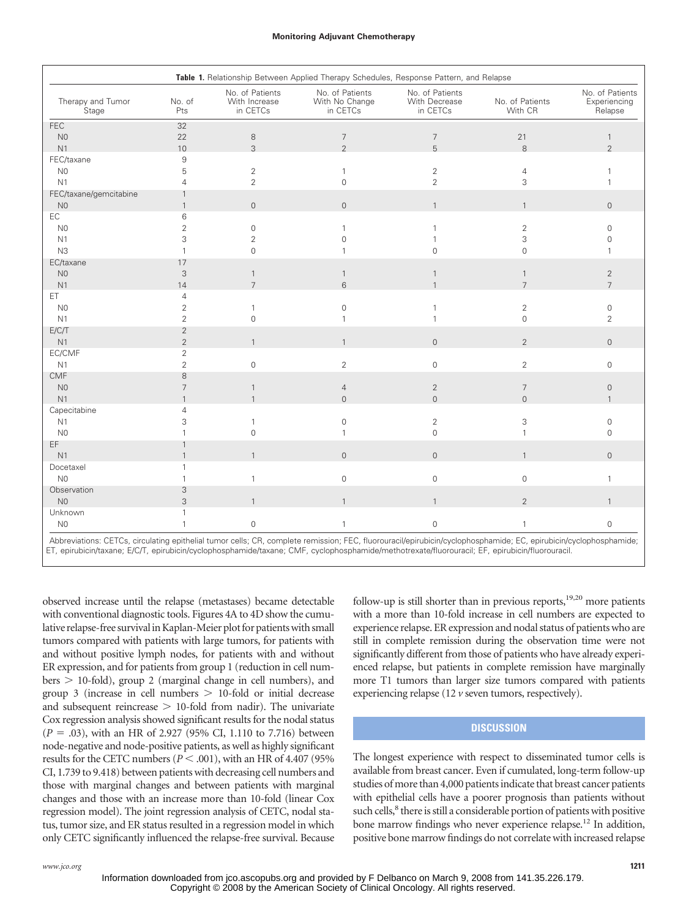**Table 1.** Relationship Between Applied Therapy Schedules, Response Pattern, and Relapse

| Therapy and Tumor Stage | No. of Pts | No. of Patients With Increase in CETCs | No. of Patients With No Change in CETCs | No. of Patients With Decrease in CETCs | No. of Patients With CR | No. of Patients Experiencing Relapse |
|---|---|---|---|---|---|---|
| FEC | 32 | | | | | |
| N0 | 22 | 8 | 7 | 7 | 21 | 1 |
| N1 | 10 | 3 | 2 | 5 | 8 | 2 |
| FEC/taxane | 9 | | | | | |
| N0 | 5 | 2 | 1 | 2 | 4 | 1 |
| N1 | 4 | 2 | 0 | 2 | 3 | 1 |
| FEC/taxane/gemcitabine | 1 | | | | | |
| N0 | 1 | 0 | 0 | 1 | 1 | 0 |
| EC | 6 | | | | | |
| N0 | 2 | 0 | 1 | 1 | 2 | 0 |
| N1 | 3 | 2 | 0 | 1 | 3 | 0 |
| N3 | 1 | 0 | 1 | 0 | 0 | 1 |
| EC/taxane | 17 | | | | | |
| N0 | 3 | 1 | 1 | 1 | 1 | 2 |
| N1 | 14 | 7 | 6 | 1 | 7 | 7 |
| ET | 4 | | | | | |
| N0 | 2 | 1 | 0 | 1 | 2 | 0 |
| N1 | 2 | 0 | 1 | 1 | 0 | 2 |
| E/C/T | 2 | | | | | |
| N1 | 2 | 1 | 1 | 0 | 2 | 0 |
| EC/CMF | 2 | | | | | |
| N1 | 2 | 0 | 2 | 0 | 2 | 0 |
| CMF | 8 | | | | | |
| N0 | 7 | 1 | 4 | 2 | 7 | 0 |
| N1 | 1 | 1 | 0 | 0 | 0 | 1 |
| Capecitabine | 4 | | | | | |
| N1 | 3 | 1 | 0 | 2 | 3 | 0 |
| N0 | 1 | 0 | 1 | 0 | 1 | 0 |
| EF | 1 | | | | | |
| N1 | 1 | 1 | 0 | 0 | 1 | 0 |
| Docetaxel | 1 | | | | | |
| N0 | 1 | 1 | 0 | 0 | 0 | 1 |
| Observation | 3 | | | | | |
| N0 | 3 | 1 | 1 | 1 | 2 | 1 |
| Unknown | 1 | | | | | |
| N0 | 1 | 0 | 1 | 0 | 1 | 0 |

Abbreviations: CETCs, circulating epithelial tumor cells; CR, complete remission; FEC, fluorouracil/epirubicin/cyclophosphamide; EC, epirubicin/cyclophosphamide; ET, epirubicin/taxane; E/C/T, epirubicin/cyclophosphamide/taxane; CMF, cyclophosphamide/methotrexate/fluorouracil; EF, epirubicin/fluorouracil.

observed increase until the relapse (metastases) became detectable with conventional diagnostic tools. Figures 4A to 4D show the cumulative relapse-free survival in Kaplan-Meier plot for patients with small tumors compared with patients with large tumors, for patients with and without positive lymph nodes, for patients with and without ER expression, and for patients from group 1 (reduction in cell numbers > 10-fold), group 2 (marginal change in cell numbers), and group 3 (increase in cell numbers > 10-fold or initial decrease and subsequent reincrease > 10-fold from nadir). The univariate Cox regression analysis showed significant results for the nodal status ($P$ = .03), with an HR of 2.927 (95% CI, 1.110 to 7.716) between node-negative and node-positive patients, as well as highly significant results for the CETC numbers ($P < .001$), with an HR of 4.407 (95% CI, 1.739 to 9.418) between patients with decreasing cell numbers and those with marginal changes and between patients with marginal changes and those with an increase more than 10-fold (linear Cox regression model). The joint regression analysis of CETC, nodal status, tumor size, and ER status resulted in a regression model in which only CETC significantly influenced the relapse-free survival. Because follow-up is still shorter than in previous reports,[19,20] more patients with a more than 10-fold increase in cell numbers are expected to experience relapse. ER expression and nodal status of patients who are still in complete remission during the observation time were not significantly different from those of patients who have already experienced relapse, but patients in complete remission have marginally more T1 tumors than larger size tumors compared with patients experiencing relapse (12 *v* seven tumors, respectively).

## DISCUSSION

The longest experience with respect to disseminated tumor cells is available from breast cancer. Even if cumulated, long-term follow-up studies of more than 4,000 patients indicate that breast cancer patients with epithelial cells have a poorer prognosis than patients without such cells,[8] there is still a considerable portion of patients with positive bone marrow findings who never experience relapse.[12] In addition, positive bone marrow findings do not correlate with increased relapse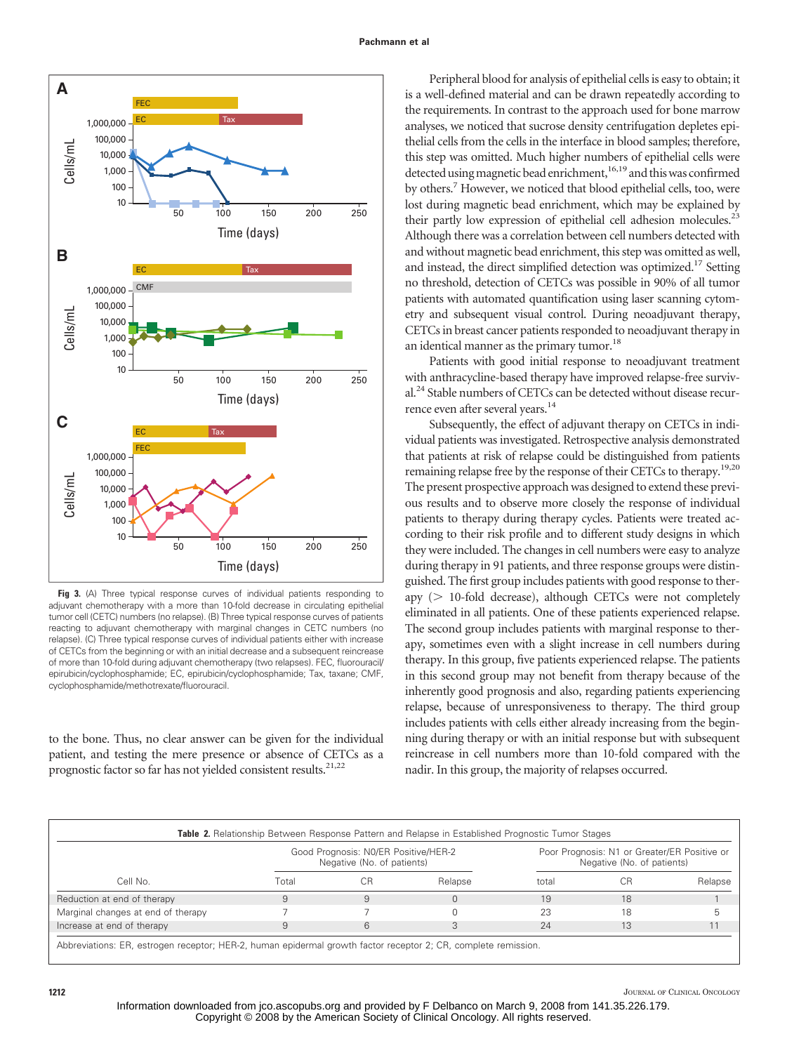Fig 3. (A) Three typical response curves of individual patients responding to adjuvant chemotherapy with a more than 10-fold decrease in circulating epithelial tumor cell (CETC) numbers (no relapse). (B) Three typical response curves of patients reacting to adjuvant chemotherapy with marginal changes in CETC numbers (no relapse). (C) Three typical response curves of individual patients either with increase of CETCs from the beginning or with an initial decrease and a subsequent reincrease of more than 10-fold during adjuvant chemotherapy (two relapses). FEC, fluorouracil/epirubicin/cyclophosphamide; EC, epirubicin/cyclophosphamide; Tax, taxane; CMF, cyclophosphamide/methotrexate/fluorouracil.

to the bone. Thus, no clear answer can be given for the individual patient, and testing the mere presence or absence of CETCs as a prognostic factor so far has not yielded consistent results.[21,22]

Peripheral blood for analysis of epithelial cells is easy to obtain; it is a well-defined material and can be drawn repeatedly according to the requirements. In contrast to the approach used for bone marrow analyses, we noticed that sucrose density centrifugation depletes epithelial cells from the cells in the interface in blood samples; therefore, this step was omitted. Much higher numbers of epithelial cells were detected using magnetic bead enrichment,[16,19] and this was confirmed by others.[7] However, we noticed that blood epithelial cells, too, were lost during magnetic bead enrichment, which may be explained by their partly low expression of epithelial cell adhesion molecules.[23] Although there was a correlation between cell numbers detected with and without magnetic bead enrichment, this step was omitted as well, and instead, the direct simplified detection was optimized.[17] Setting no threshold, detection of CETCs was possible in 90% of all tumor patients with automated quantification using laser scanning cytometry and subsequent visual control. During neoadjuvant therapy, CETCs in breast cancer patients responded to neoadjuvant therapy in an identical manner as the primary tumor.[18]

Patients with good initial response to neoadjuvant treatment with anthracycline-based therapy have improved relapse-free survival.[24] Stable numbers of CETCs can be detected without disease recurrence even after several years.[14]

Subsequently, the effect of adjuvant therapy on CETCs in individual patients was investigated. Retrospective analysis demonstrated that patients at risk of relapse could be distinguished from patients remaining relapse free by the response of their CETCs to therapy.[19,20] The present prospective approach was designed to extend these previous results and to observe more closely the response of individual patients to therapy during therapy cycles. Patients were treated according to their risk profile and to different study designs in which they were included. The changes in cell numbers were easy to analyze during therapy in 91 patients, and three response groups were distinguished. The first group includes patients with good response to therapy (> 10-fold decrease), although CETCs were not completely eliminated in all patients. One of these patients experienced relapse. The second group includes patients with marginal response to therapy, sometimes even with a slight increase in cell numbers during therapy. In this group, five patients experienced relapse. The patients in this second group may not benefit from therapy because of the inherently good prognosis and also, regarding patients experiencing relapse, because of unresponsiveness to therapy. The third group includes patients with cells either already increasing from the beginning during therapy or with an initial response but with subsequent reincrease in cell numbers more than 10-fold compared with the nadir. In this group, the majority of relapses occurred.

**Table 2.** Relationship Between Response Pattern and Relapse in Established Prognostic Tumor Stages

| Cell No. | Good Prognosis: N0/ER Positive/HER-2 Negative (No. of patients) | | | Poor Prognosis: N1 or Greater/ER Positive or Negative (No. of patients) | | |
|---|---|---|---|---|---|---|
| | Total | CR | Relapse | total | CR | Relapse |
| Reduction at end of therapy | 9 | 9 | 0 | 19 | 18 | 1 |
| Marginal changes at end of therapy | 7 | 7 | 0 | 23 | 18 | 5 |
| Increase at end of therapy | 9 | 6 | 3 | 24 | 13 | 11 |

Abbreviations: ER, estrogen receptor; HER-2, human epidermal growth factor receptor 2; CR, complete remission.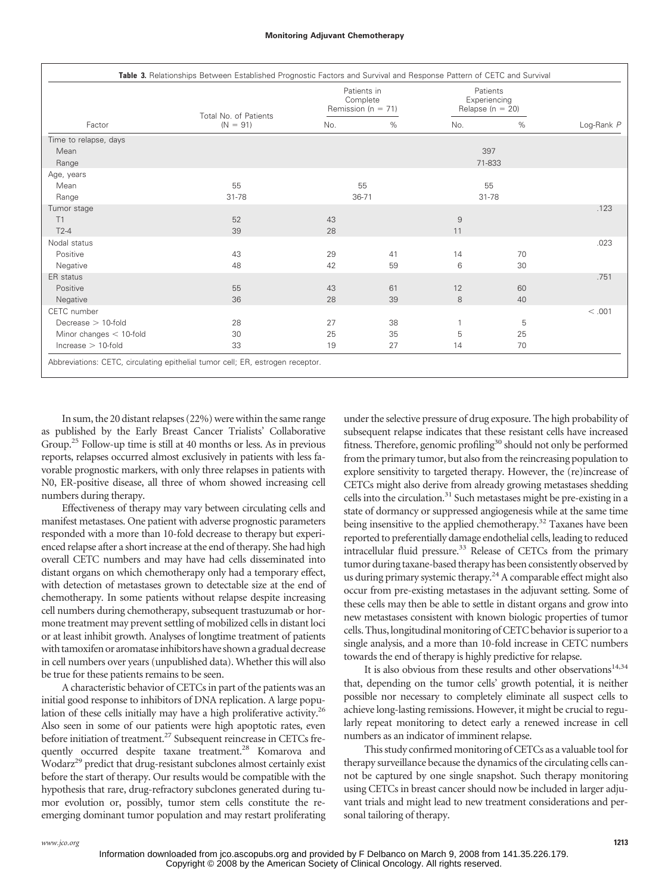**Table 3.** Relationships Between Established Prognostic Factors and Survival and Response Pattern of CETC and Survival

| Factor | Total No. of Patients (N = 91) | Patients in Complete Remission (n = 71) | | Patients Experiencing Relapse (n = 20) | | Log-Rank P |
|---|---|---|---|---|---|---|
| | | No. | % | No. | % | |
| Time to relapse, days | | | | | | |
| Mean | | | | 397 | | |
| Range | | | | 71-833 | | |
| Age, years | | | | | | |
| Mean | 55 | 55 | | 55 | | |
| Range | 31-78 | 36-71 | | 31-78 | | |
| Tumor stage | | | | | | .123 |
| T1 | 52 | 43 | | 9 | | |
| T2-4 | 39 | 28 | | 11 | | |
| Nodal status | | | | | | .023 |
| Positive | 43 | 29 | 41 | 14 | 70 | |
| Negative | 48 | 42 | 59 | 6 | 30 | |
| ER status | | | | | | .751 |
| Positive | 55 | 43 | 61 | 12 | 60 | |
| Negative | 36 | 28 | 39 | 8 | 40 | |
| CETC number | | | | | | < .001 |
| Decrease > 10-fold | 28 | 27 | 38 | 1 | 5 | |
| Minor changes < 10-fold | 30 | 25 | 35 | 5 | 25 | |
| Increase > 10-fold | 33 | 19 | 27 | 14 | 70 | |

Abbreviations: CETC, circulating epithelial tumor cell; ER, estrogen receptor.

In sum, the 20 distant relapses (22%) were within the same range as published by the Early Breast Cancer Trialists' Collaborative Group.[25] Follow-up time is still at 40 months or less. As in previous reports, relapses occurred almost exclusively in patients with less favorable prognostic markers, with only three relapses in patients with N0, ER-positive disease, all three of whom showed increasing cell numbers during therapy.

Effectiveness of therapy may vary between circulating cells and manifest metastases. One patient with adverse prognostic parameters responded with a more than 10-fold decrease to therapy but experienced relapse after a short increase at the end of therapy. She had high overall CETC numbers and may have had cells disseminated into distant organs on which chemotherapy only had a temporary effect, with detection of metastases grown to detectable size at the end of chemotherapy. In some patients without relapse despite increasing cell numbers during chemotherapy, subsequent trastuzumab or hormone treatment may prevent settling of mobilized cells in distant loci or at least inhibit growth. Analyses of longtime treatment of patients with tamoxifen or aromatase inhibitors have shown a gradual decrease in cell numbers over years (unpublished data). Whether this will also be true for these patients remains to be seen.

A characteristic behavior of CETCs in part of the patients was an initial good response to inhibitors of DNA replication. A large population of these cells initially may have a high proliferative activity.[26] Also seen in some of our patients were high apoptotic rates, even before initiation of treatment.[27] Subsequent reincrease in CETCs frequently occurred despite taxane treatment.[28] Komarova and Wodarz[29] predict that drug-resistant subclones almost certainly exist before the start of therapy. Our results would be compatible with the hypothesis that rare, drug-refractory subclones generated during tumor evolution or, possibly, tumor stem cells constitute the reemerging dominant tumor population and may restart proliferating under the selective pressure of drug exposure. The high probability of subsequent relapse indicates that these resistant cells have increased fitness. Therefore, genomic profiling[30] should not only be performed from the primary tumor, but also from the reincreasing population to explore sensitivity to targeted therapy. However, the (re)increase of CETCs might also derive from already growing metastases shedding cells into the circulation.[31] Such metastases might be pre-existing in a state of dormancy or suppressed angiogenesis while at the same time being insensitive to the applied chemotherapy.[32] Taxanes have been reported to preferentially damage endothelial cells, leading to reduced intracellular fluid pressure.[33] Release of CETCs from the primary tumor during taxane-based therapy has been consistently observed by us during primary systemic therapy.[24] A comparable effect might also occur from pre-existing metastases in the adjuvant setting. Some of these cells may then be able to settle in distant organs and grow into new metastases consistent with known biologic properties of tumor cells. Thus, longitudinal monitoring of CETC behavior is superior to a single analysis, and a more than 10-fold increase in CETC numbers towards the end of therapy is highly predictive for relapse.

It is also obvious from these results and other observations[14,34] that, depending on the tumor cells' growth potential, it is neither possible nor necessary to completely eliminate all suspect cells to achieve long-lasting remissions. However, it might be crucial to regularly repeat monitoring to detect early a renewed increase in cell numbers as an indicator of imminent relapse.

This study confirmed monitoring of CETCs as a valuable tool for therapy surveillance because the dynamics of the circulating cells cannot be captured by one single snapshot. Such therapy monitoring using CETCs in breast cancer should now be included in larger adjuvant trials and might lead to new treatment considerations and personal tailoring of therapy.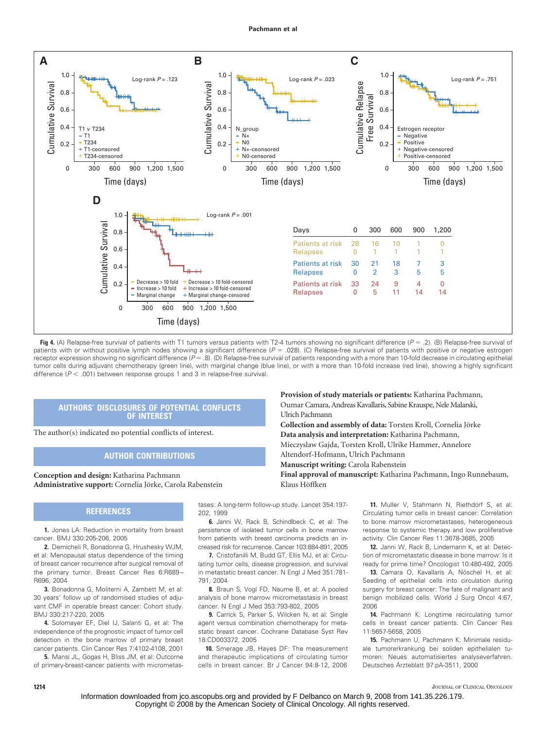| Days | 0 | 300 | 600 | 900 | 1,200 |
|---|---|---|---|---|---|
| Patients at risk | 28 | 16 | 10 | 1 | 0 |
| Relapses | 0 | 1 | 1 | 1 | 1 |
| Patients at risk | 30 | 21 | 18 | 7 | 3 |
| Relapses | 0 | 2 | 3 | 5 | 5 |
| Patients at risk | 33 | 24 | 9 | 4 | 0 |
| Relapses | 0 | 5 | 11 | 14 | 14 |

**Fig 4.** (A) Relapse-free survival of patients with T1 tumors versus patients with T2-4 tumors showing no significant difference ($P = .2$). (B) Relapse-free survival of patients with or without positive lymph nodes showing a significant difference ($P = .028$). (C) Relapse-free survival of patients with positive or negative estrogen receptor expression showing no significant difference ($P = .8$). (D) Relapse-free survival of patients responding with a more than 10-fold decrease in circulating epithelial tumor cells during adjuvant chemotherapy (green line), with marginal change (blue line), or with a more than 10-fold increase (red line), showing a highly significant difference ($P < .001$) between response groups 1 and 3 in relapse-free survival.

## AUTHORS' DISCLOSURES OF POTENTIAL CONFLICTS OF INTEREST

The author(s) indicated no potential conflicts of interest.

## AUTHOR CONTRIBUTIONS

**Conception and design:** Katharina Pachmann
**Administrative support:** Cornelia Jörke, Carola Rabenstein
**Provision of study materials or patients:** Katharina Pachmann, Oumar Camara, Andreas Kavallaris, Sabine Krauspe, Nele Malarski, Ulrich Pachmann
**Collection and assembly of data:** Torsten Kroll, Cornelia Jörke
**Data analysis and interpretation:** Katharina Pachmann, Mieczyslaw Gajda, Torsten Kroll, Ulrike Hammer, Annelore Altendorf-Hofmann, Ulrich Pachmann
**Manuscript writing:** Carola Rabenstein
**Final approval of manuscript:** Katharina Pachmann, Ingo Runnebaum, Klaus Höffken

## REFERENCES

1. Jones LA: Reduction in mortality from breast cancer. BMJ 330:205-206, 2005
2. Demicheli R, Bonadonna G, Hrushesky WJM, et al: Menopausal status dependence of the timing of breast cancer recurrence after surgical removal of the primary tumor. Breast Cancer Res 6:R689–R696, 2004
3. Bonadonna G, Moliterni A, Zambett M, et al: 30 years' follow up of randomised studies of adjuvant CMF in operable breast cancer: Cohort study. BMJ 330:217-220, 2005
4. Solomayer EF, Diel IJ, Salanti G, et al: The independence of the prognostic impact of tumor cell detection in the bone marrow of primary breast cancer patients. Clin Cancer Res 7:4102-4108, 2001
5. Mansi JL, Gogas H, Bliss JM, et al: Outcome of primary-breast-cancer patients with micrometastases: A long-term follow-up study. Lancet 354:197-202, 1999
6. Janni W, Rack B, Schindlbeck C, et al: The persistence of isolated tumor cells in bone marrow from patients with breast carcinoma predicts an increased risk for recurrence. Cancer 103:884-891, 2005
7. Cristofanilli M, Budd GT, Ellis MJ, et al: Circulating tumor cells, disease progression, and survival in metastatic breast cancer. N Engl J Med 351:781-791, 2004
8. Braun S, Vogl FD, Naume B, et al: A pooled analysis of bone marrow micrometastasis in breast cancer. N Engl J Med 353:793-802, 2005
9. Carrick S, Parker S, Wilcken N, et al: Single agent versus combination chemotherapy for metastatic breast cancer. Cochrane Database Syst Rev 18:CD003372, 2005
10. Smerage JB, Hayes DF: The measurement and therapeutic implications of circulating tumor cells in breast cancer. Br J Cancer 94:8-12, 2006
11. Muller V, Stahmann N, Riethdorf S, et al: Circulating tumor cells in breast cancer: Correlation to bone marrow micrometastases, heterogeneous response to systemic therapy and low proliferative activity. Clin Cancer Res 11:3678-3685, 2005
12. Janni W, Rack B, Lindemann K, et al: Detection of micrometastatic disease in bone marrow: Is it ready for prime time? Oncologist 10:480-492, 2005
13. Camara O, Kavallaris A, Nöschel H, et al: Seeding of epithelial cells into circulation during surgery for breast cancer: The fate of malignant and benign mobilized cells. World J Surg Oncol 4:67, 2006
14. Pachmann K: Longtime recirculating tumor cells in breast cancer patients. Clin Cancer Res 11:5657-5658, 2005
15. Pachmann U, Pachmann K: Minimale residuale tumorerkrankung bei soliden epithelialen tumoren: Neues automatisiertes analyseverfahren. Deutsches Ärzteblatt 97:pA-3511, 2000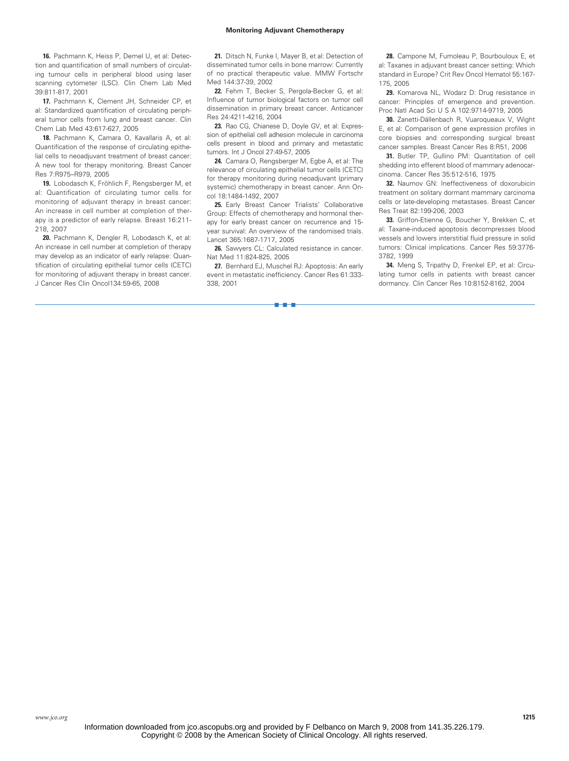16. Pachmann K, Heiss P, Demel U, et al: Detection and quantification of small numbers of circulating tumour cells in peripheral blood using laser scanning cytometer (LSC). Clin Chem Lab Med 39:811-817, 2001

17. Pachmann K, Clement JH, Schneider CP, et al: Standardized quantification of circulating peripheral tumor cells from lung and breast cancer. Clin Chem Lab Med 43:617-627, 2005

18. Pachmann K, Camara O, Kavallaris A, et al: Quantification of the response of circulating epithelial cells to neoadjuvant treatment of breast cancer: A new tool for therapy monitoring. Breast Cancer Res 7:R975–R979, 2005

19. Lobodasch K, Fröhlich F, Rengsberger M, et al: Quantification of circulating tumor cells for monitoring of adjuvant therapy in breast cancer: An increase in cell number at completion of therapy is a predictor of early relapse. Breast 16:211-218, 2007

20. Pachmann K, Dengler R, Lobodasch K, et al: An increase in cell number at completion of therapy may develop as an indicator of early relapse: Quantification of circulating epithelial tumor cells (CETC) for monitoring of adjuvant therapy in breast cancer. J Cancer Res Clin Oncol134:59-65, 2008

21. Ditsch N, Funke I, Mayer B, et al: Detection of disseminated tumor cells in bone marrow: Currently of no practical therapeutic value. MMW Fortschr Med 144:37-39, 2002

22. Fehm T, Becker S, Pergola-Becker G, et al: Influence of tumor biological factors on tumor cell dissemination in primary breast cancer. Anticancer Res 24:4211-4216, 2004

23. Rao CG, Chianese D, Doyle GV, et al: Expression of epithelial cell adhesion molecule in carcinoma cells present in blood and primary and metastatic tumors. Int J Oncol 27:49-57, 2005

24. Camara O, Rengsberger M, Egbe A, et al: The relevance of circulating epithelial tumor cells (CETC) for therapy monitoring during neoadjuvant (primary systemic) chemotherapy in breast cancer. Ann Oncol 18:1484-1492, 2007

25. Early Breast Cancer Trialists' Collaborative Group: Effects of chemotherapy and hormonal therapy for early breast cancer on recurrence and 15-year survival: An overview of the randomised trials. Lancet 365:1687-1717, 2005

26. Sawyers CL: Calculated resistance in cancer. Nat Med 11:824-825, 2005

27. Bernhard EJ, Muschel RJ: Apoptosis: An early event in metastatic inefficiency. Cancer Res 61:333-338, 2001

28. Campone M, Fumoleau P, Bourbouloux E, et al: Taxanes in adjuvant breast cancer setting: Which standard in Europe? Crit Rev Oncol Hematol 55:167-175, 2005

29. Komarova NL, Wodarz D: Drug resistance in cancer: Principles of emergence and prevention. Proc Natl Acad Sci U S A 102:9714-9719, 2005

30. Zanetti-Dällenbach R, Vuaroqueaux V, Wight E, et al: Comparison of gene expression profiles in core biopsies and corresponding surgical breast cancer samples. Breast Cancer Res 8:R51, 2006

31. Butler TP, Gullino PM: Quantitation of cell shedding into efferent blood of mammary adenocarcinoma. Cancer Res 35:512-516, 1975

32. Naumov GN: Ineffectiveness of doxorubicin treatment on solitary dormant mammary carcinoma cells or late-developing metastases. Breast Cancer Res Treat 82:199-206, 2003

33. Griffon-Etienne G, Boucher Y, Brekken C, et al: Taxane-induced apoptosis decompresses blood vessels and lowers interstitial fluid pressure in solid tumors: Clinical implications. Cancer Res 59:3776-3782, 1999

34. Meng S, Tripathy D, Frenkel EP, et al: Circulating tumor cells in patients with breast cancer dormancy. Clin Cancer Res 10:8152-8162, 2004